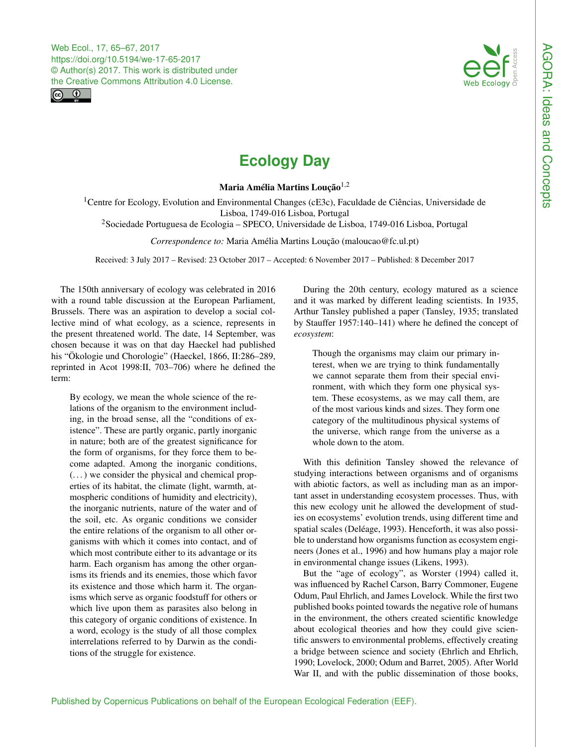# Ecology Day

**Maria Amélia Martins Loução**[1,2]

[1]Centre for Ecology, Evolution and Environmental Changes (cE3c), Faculdade de Ciências, Universidade de Lisboa, 1749-016 Lisboa, Portugal
[2]Sociedade Portuguesa de Ecologia – SPECO, Universidade de Lisboa, 1749-016 Lisboa, Portugal

*Correspondence to:* Maria Amélia Martins Loução (maloucao@fc.ul.pt)

Received: 3 July 2017 – Revised: 23 October 2017 – Accepted: 6 November 2017 – Published: 8 December 2017

The 150th anniversary of ecology was celebrated in 2016 with a round table discussion at the European Parliament, Brussels. There was an aspiration to develop a social collective mind of what ecology, as a science, represents in the present threatened world. The date, 14 September, was chosen because it was on that day Haeckel had published his "Ökologie und Chorologie" (Haeckel, 1866, II:286–289, reprinted in Acot 1998:II, 703–706) where he defined the term:

> By ecology, we mean the whole science of the relations of the organism to the environment including, in the broad sense, all the "conditions of existence". These are partly organic, partly inorganic in nature; both are of the greatest significance for the form of organisms, for they force them to become adapted. Among the inorganic conditions, (...) we consider the physical and chemical properties of its habitat, the climate (light, warmth, atmospheric conditions of humidity and electricity), the inorganic nutrients, nature of the water and of the soil, etc. As organic conditions we consider the entire relations of the organism to all other organisms with which it comes into contact, and of which most contribute either to its advantage or its harm. Each organism has among the other organisms its friends and its enemies, those which favor its existence and those which harm it. The organisms which serve as organic foodstuff for others or which live upon them as parasites also belong in this category of organic conditions of existence. In a word, ecology is the study of all those complex interrelations referred to by Darwin as the conditions of the struggle for existence.

During the 20th century, ecology matured as a science and it was marked by different leading scientists. In 1935, Arthur Tansley published a paper (Tansley, 1935; translated by Stauffer 1957:140–141) where he defined the concept of *ecosystem*:

> Though the organisms may claim our primary interest, when we are trying to think fundamentally we cannot separate them from their special environment, with which they form one physical system. These ecosystems, as we may call them, are of the most various kinds and sizes. They form one category of the multitudinous physical systems of the universe, which range from the universe as a whole down to the atom.

With this definition Tansley showed the relevance of studying interactions between organisms and of organisms with abiotic factors, as well as including man as an important asset in understanding ecosystem processes. Thus, with this new ecology unit he allowed the development of studies on ecosystems' evolution trends, using different time and spatial scales (Deléage, 1993). Henceforth, it was also possible to understand how organisms function as ecosystem engineers (Jones et al., 1996) and how humans play a major role in environmental change issues (Likens, 1993).

But the "age of ecology", as Worster (1994) called it, was influenced by Rachel Carson, Barry Commoner, Eugene Odum, Paul Ehrlich, and James Lovelock. While the first two published books pointed towards the negative role of humans in the environment, the others created scientific knowledge about ecological theories and how they could give scientific answers to environmental problems, effectively creating a bridge between science and society (Ehrlich and Ehrlich, 1990; Lovelock, 2000; Odum and Barret, 2005). After World War II, and with the public dissemination of those books,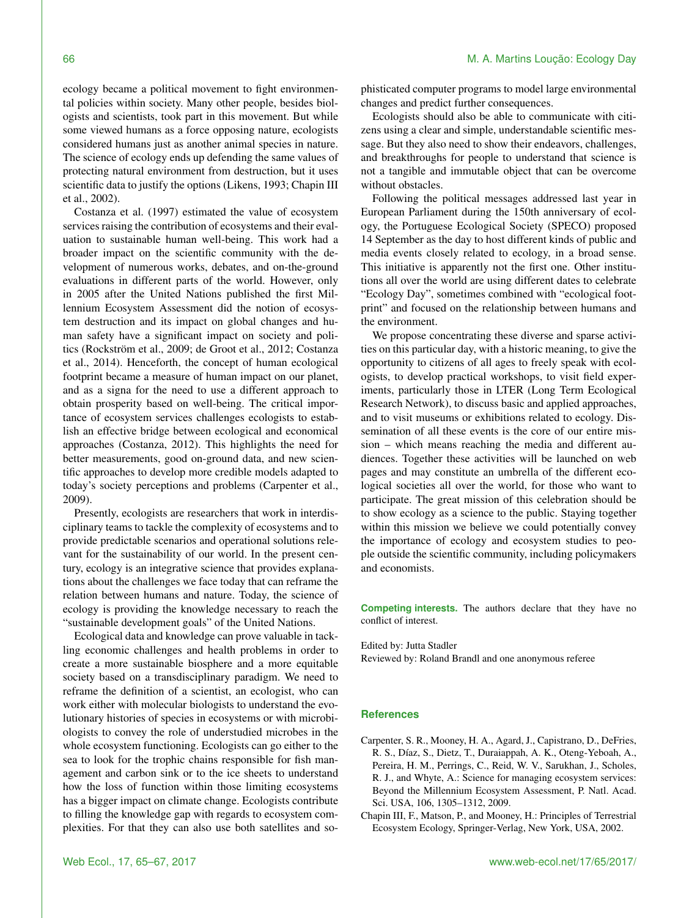ecology became a political movement to fight environmental policies within society. Many other people, besides biologists and scientists, took part in this movement. But while some viewed humans as a force opposing nature, ecologists considered humans just as another animal species in nature. The science of ecology ends up defending the same values of protecting natural environment from destruction, but it uses scientific data to justify the options (Likens, 1993; Chapin III et al., 2002).

Costanza et al. (1997) estimated the value of ecosystem services raising the contribution of ecosystems and their evaluation to sustainable human well-being. This work had a broader impact on the scientific community with the development of numerous works, debates, and on-the-ground evaluations in different parts of the world. However, only in 2005 after the United Nations published the first Millennium Ecosystem Assessment did the notion of ecosystem destruction and its impact on global changes and human safety have a significant impact on society and politics (Rockström et al., 2009; de Groot et al., 2012; Costanza et al., 2014). Henceforth, the concept of human ecological footprint became a measure of human impact on our planet, and as a signa for the need to use a different approach to obtain prosperity based on well-being. The critical importance of ecosystem services challenges ecologists to establish an effective bridge between ecological and economical approaches (Costanza, 2012). This highlights the need for better measurements, good on-ground data, and new scientific approaches to develop more credible models adapted to today's society perceptions and problems (Carpenter et al., 2009).

Presently, ecologists are researchers that work in interdisciplinary teams to tackle the complexity of ecosystems and to provide predictable scenarios and operational solutions relevant for the sustainability of our world. In the present century, ecology is an integrative science that provides explanations about the challenges we face today that can reframe the relation between humans and nature. Today, the science of ecology is providing the knowledge necessary to reach the "sustainable development goals" of the United Nations.

Ecological data and knowledge can prove valuable in tackling economic challenges and health problems in order to create a more sustainable biosphere and a more equitable society based on a transdisciplinary paradigm. We need to reframe the definition of a scientist, an ecologist, who can work either with molecular biologists to understand the evolutionary histories of species in ecosystems or with microbiologists to convey the role of understudied microbes in the whole ecosystem functioning. Ecologists can go either to the sea to look for the trophic chains responsible for fish management and carbon sink or to the ice sheets to understand how the loss of function within those limiting ecosystems has a bigger impact on climate change. Ecologists contribute to filling the knowledge gap with regards to ecosystem complexities. For that they can also use both satellites and sophisticated computer programs to model large environmental changes and predict further consequences.

Ecologists should also be able to communicate with citizens using a clear and simple, understandable scientific message. But they also need to show their endeavors, challenges, and breakthroughs for people to understand that science is not a tangible and immutable object that can be overcome without obstacles.

Following the political messages addressed last year in European Parliament during the 150th anniversary of ecology, the Portuguese Ecological Society (SPECO) proposed 14 September as the day to host different kinds of public and media events closely related to ecology, in a broad sense. This initiative is apparently not the first one. Other institutions all over the world are using different dates to celebrate "Ecology Day", sometimes combined with "ecological footprint" and focused on the relationship between humans and the environment.

We propose concentrating these diverse and sparse activities on this particular day, with a historic meaning, to give the opportunity to citizens of all ages to freely speak with ecologists, to develop practical workshops, to visit field experiments, particularly those in LTER (Long Term Ecological Research Network), to discuss basic and applied approaches, and to visit museums or exhibitions related to ecology. Dissemination of all these events is the core of our entire mission – which means reaching the media and different audiences. Together these activities will be launched on web pages and may constitute an umbrella of the different ecological societies all over the world, for those who want to participate. The great mission of this celebration should be to show ecology as a science to the public. Staying together within this mission we believe we could potentially convey the importance of ecology and ecosystem studies to people outside the scientific community, including policymakers and economists.

**Competing interests.** The authors declare that they have no conflict of interest.

Edited by: Jutta Stadler
Reviewed by: Roland Brandl and one anonymous referee

## References

Carpenter, S. R., Mooney, H. A., Agard, J., Capistrano, D., DeFries, R. S., Díaz, S., Dietz, T., Duraiappah, A. K., Oteng-Yeboah, A., Pereira, H. M., Perrings, C., Reid, W. V., Sarukhan, J., Scholes, R. J., and Whyte, A.: Science for managing ecosystem services: Beyond the Millennium Ecosystem Assessment, P. Natl. Acad. Sci. USA, 106, 1305–1312, 2009.

Chapin III, F., Matson, P., and Mooney, H.: Principles of Terrestrial Ecosystem Ecology, Springer-Verlag, New York, USA, 2002.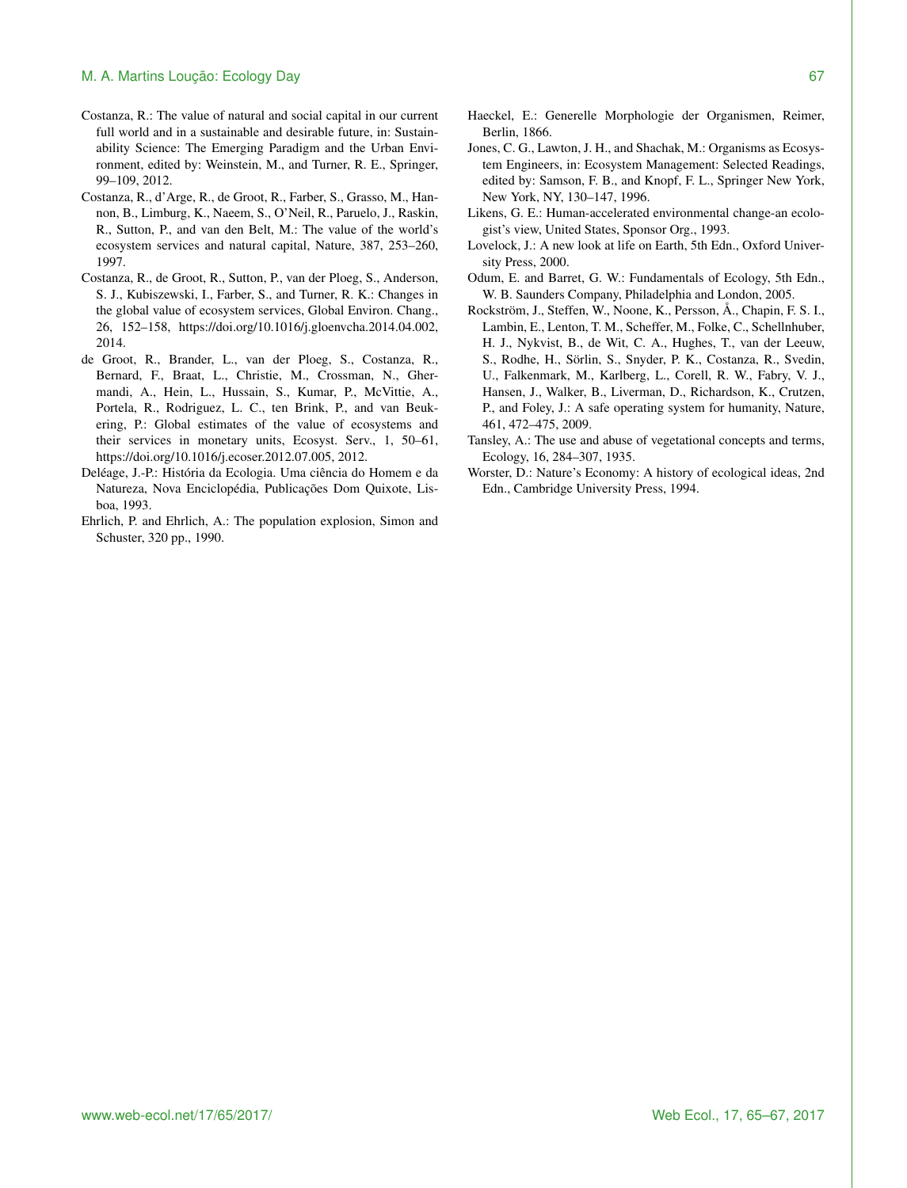Costanza, R.: The value of natural and social capital in our current full world and in a sustainable and desirable future, in: Sustainability Science: The Emerging Paradigm and the Urban Environment, edited by: Weinstein, M., and Turner, R. E., Springer, 99–109, 2012.

Costanza, R., d'Arge, R., de Groot, R., Farber, S., Grasso, M., Hannon, B., Limburg, K., Naeem, S., O'Neil, R., Paruelo, J., Raskin, R., Sutton, P., and van den Belt, M.: The value of the world's ecosystem services and natural capital, Nature, 387, 253–260, 1997.

Costanza, R., de Groot, R., Sutton, P., van der Ploeg, S., Anderson, S. J., Kubiszewski, I., Farber, S., and Turner, R. K.: Changes in the global value of ecosystem services, Global Environ. Chang., 26, 152–158, https://doi.org/10.1016/j.gloenvcha.2014.04.002, 2014.

de Groot, R., Brander, L., van der Ploeg, S., Costanza, R., Bernard, F., Braat, L., Christie, M., Crossman, N., Ghermandi, A., Hein, L., Hussain, S., Kumar, P., McVittie, A., Portela, R., Rodriguez, L. C., ten Brink, P., and van Beukering, P.: Global estimates of the value of ecosystems and their services in monetary units, Ecosyst. Serv., 1, 50–61, https://doi.org/10.1016/j.ecoser.2012.07.005, 2012.

Deléage, J.-P.: História da Ecologia. Uma ciência do Homem e da Natureza, Nova Enciclopédia, Publicações Dom Quixote, Lisboa, 1993.

Ehrlich, P. and Ehrlich, A.: The population explosion, Simon and Schuster, 320 pp., 1990.

Haeckel, E.: Generelle Morphologie der Organismen, Reimer, Berlin, 1866.

Jones, C. G., Lawton, J. H., and Shachak, M.: Organisms as Ecosystem Engineers, in: Ecosystem Management: Selected Readings, edited by: Samson, F. B., and Knopf, F. L., Springer New York, New York, NY, 130–147, 1996.

Likens, G. E.: Human-accelerated environmental change-an ecologist's view, United States, Sponsor Org., 1993.

Lovelock, J.: A new look at life on Earth, 5th Edn., Oxford University Press, 2000.

Odum, E. and Barret, G. W.: Fundamentals of Ecology, 5th Edn., W. B. Saunders Company, Philadelphia and London, 2005.

Rockström, J., Steffen, W., Noone, K., Persson, Å., Chapin, F. S. I., Lambin, E., Lenton, T. M., Scheffer, M., Folke, C., Schellnhuber, H. J., Nykvist, B., de Wit, C. A., Hughes, T., van der Leeuw, S., Rodhe, H., Sörlin, S., Snyder, P. K., Costanza, R., Svedin, U., Falkenmark, M., Karlberg, L., Corell, R. W., Fabry, V. J., Hansen, J., Walker, B., Liverman, D., Richardson, K., Crutzen, P., and Foley, J.: A safe operating system for humanity, Nature, 461, 472–475, 2009.

Tansley, A.: The use and abuse of vegetational concepts and terms, Ecology, 16, 284–307, 1935.

Worster, D.: Nature's Economy: A history of ecological ideas, 2nd Edn., Cambridge University Press, 1994.